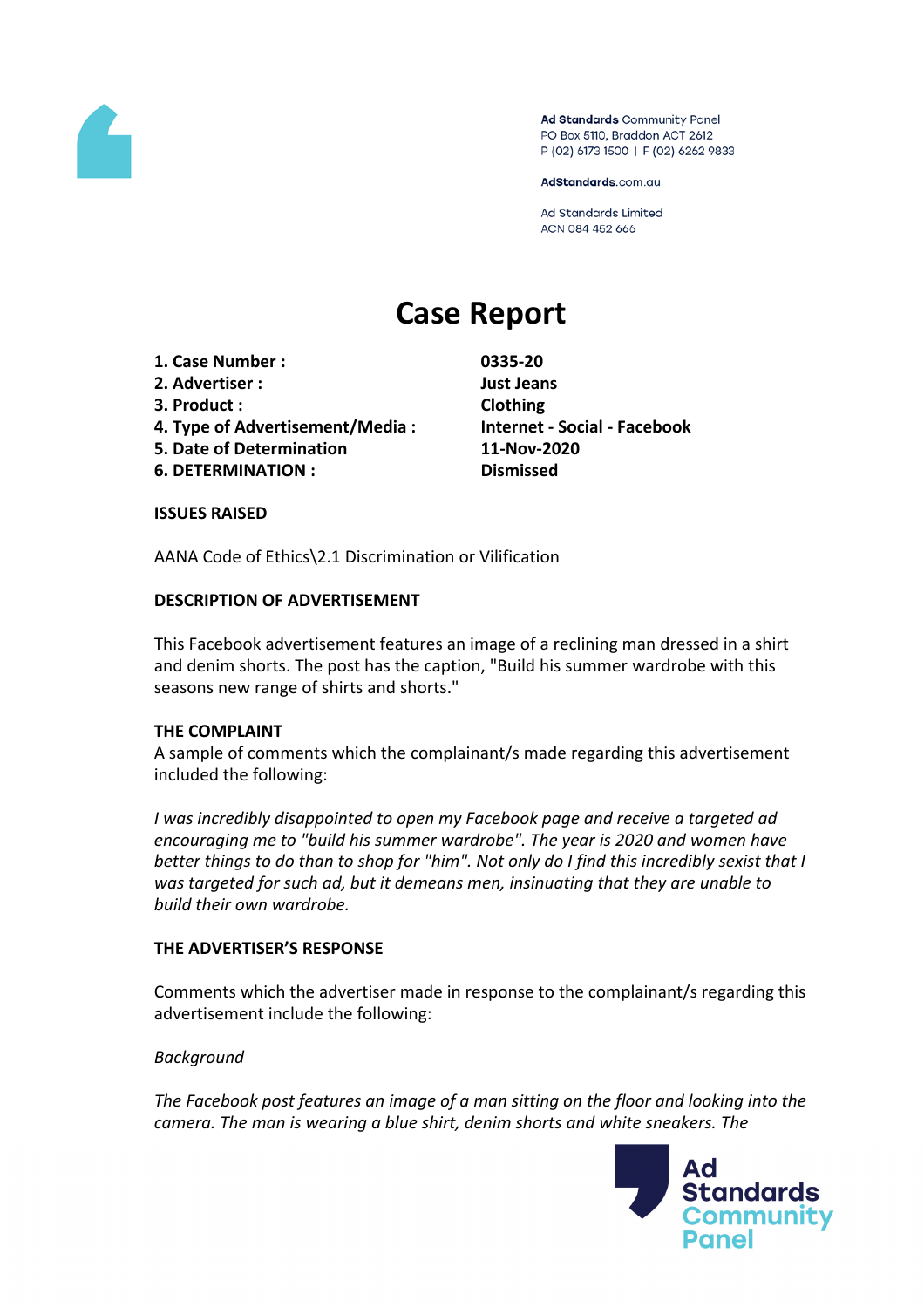Ad Standards Community Panel
PO Box 5110, Braddon ACT 2612
P (02) 6173 1500 | F (02) 6262 9833

AdStandards.com.au

Ad Standards Limited
ACN 084 452 666

# Case Report

| | |
|---|---|
| **1. Case Number :** | **0335-20** |
| **2. Advertiser :** | **Just Jeans** |
| **3. Product :** | **Clothing** |
| **4. Type of Advertisement/Media :** | **Internet - Social - Facebook** |
| **5. Date of Determination** | **11-Nov-2020** |
| **6. DETERMINATION :** | **Dismissed** |

**ISSUES RAISED**

AANA Code of Ethics\2.1 Discrimination or Vilification

**DESCRIPTION OF ADVERTISEMENT**

This Facebook advertisement features an image of a reclining man dressed in a shirt and denim shorts. The post has the caption, "Build his summer wardrobe with this seasons new range of shirts and shorts."

**THE COMPLAINT**

A sample of comments which the complainant/s made regarding this advertisement included the following:

*I was incredibly disappointed to open my Facebook page and receive a targeted ad encouraging me to "build his summer wardrobe". The year is 2020 and women have better things to do than to shop for "him". Not only do I find this incredibly sexist that I was targeted for such ad, but it demeans men, insinuating that they are unable to build their own wardrobe.*

**THE ADVERTISER'S RESPONSE**

Comments which the advertiser made in response to the complainant/s regarding this advertisement include the following:

*Background*

*The Facebook post features an image of a man sitting on the floor and looking into the camera. The man is wearing a blue shirt, denim shorts and white sneakers. The*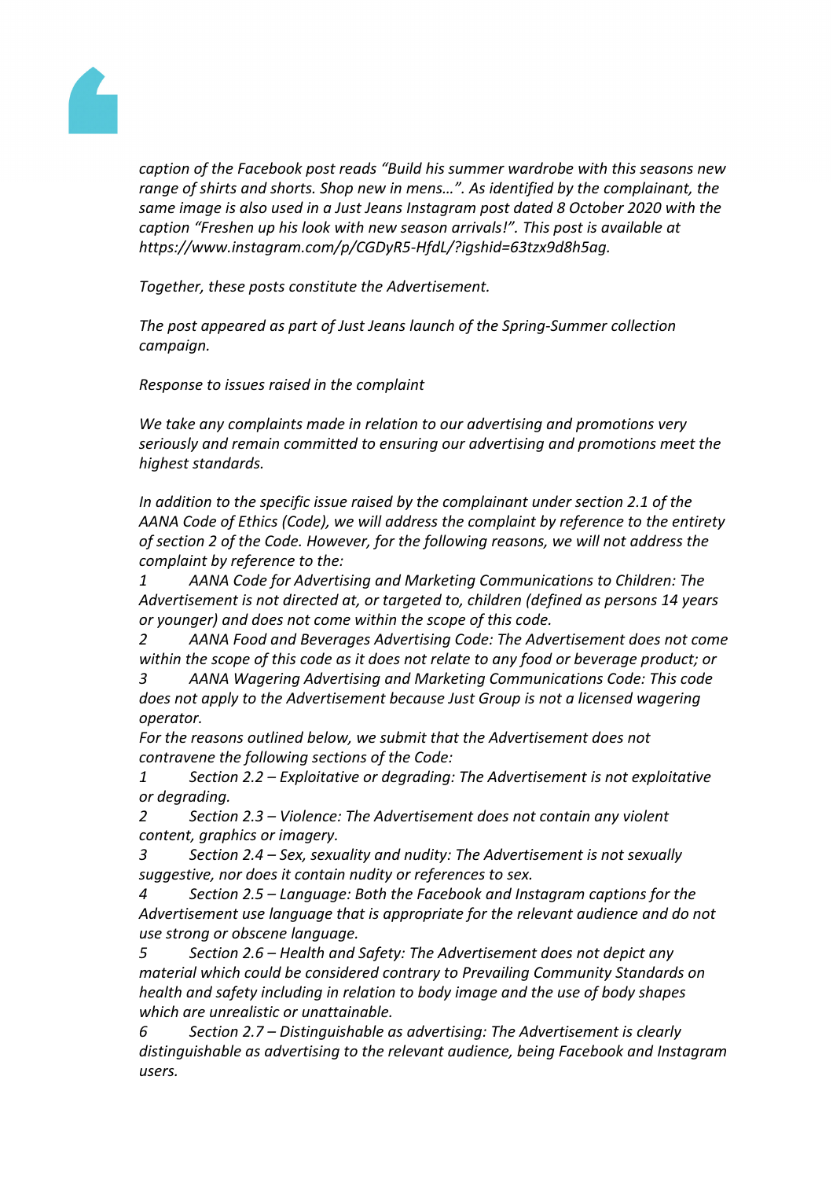*caption of the Facebook post reads "Build his summer wardrobe with this seasons new range of shirts and shorts. Shop new in mens…". As identified by the complainant, the same image is also used in a Just Jeans Instagram post dated 8 October 2020 with the caption "Freshen up his look with new season arrivals!". This post is available at https://www.instagram.com/p/CGDyR5-HfdL/?igshid=63tzx9d8h5ag.*

*Together, these posts constitute the Advertisement.*

*The post appeared as part of Just Jeans launch of the Spring-Summer collection campaign.*

*Response to issues raised in the complaint*

*We take any complaints made in relation to our advertising and promotions very seriously and remain committed to ensuring our advertising and promotions meet the highest standards.*

*In addition to the specific issue raised by the complainant under section 2.1 of the AANA Code of Ethics (Code), we will address the complaint by reference to the entirety of section 2 of the Code. However, for the following reasons, we will not address the complaint by reference to the:*

*1 AANA Code for Advertising and Marketing Communications to Children: The Advertisement is not directed at, or targeted to, children (defined as persons 14 years or younger) and does not come within the scope of this code.*

*2 AANA Food and Beverages Advertising Code: The Advertisement does not come within the scope of this code as it does not relate to any food or beverage product; or*

*3 AANA Wagering Advertising and Marketing Communications Code: This code does not apply to the Advertisement because Just Group is not a licensed wagering operator.*

*For the reasons outlined below, we submit that the Advertisement does not contravene the following sections of the Code:*

*1 Section 2.2 – Exploitative or degrading: The Advertisement is not exploitative or degrading.*

*2 Section 2.3 – Violence: The Advertisement does not contain any violent content, graphics or imagery.*

*3 Section 2.4 – Sex, sexuality and nudity: The Advertisement is not sexually suggestive, nor does it contain nudity or references to sex.*

*4 Section 2.5 – Language: Both the Facebook and Instagram captions for the Advertisement use language that is appropriate for the relevant audience and do not use strong or obscene language.*

*5 Section 2.6 – Health and Safety: The Advertisement does not depict any material which could be considered contrary to Prevailing Community Standards on health and safety including in relation to body image and the use of body shapes which are unrealistic or unattainable.*

*6 Section 2.7 – Distinguishable as advertising: The Advertisement is clearly distinguishable as advertising to the relevant audience, being Facebook and Instagram users.*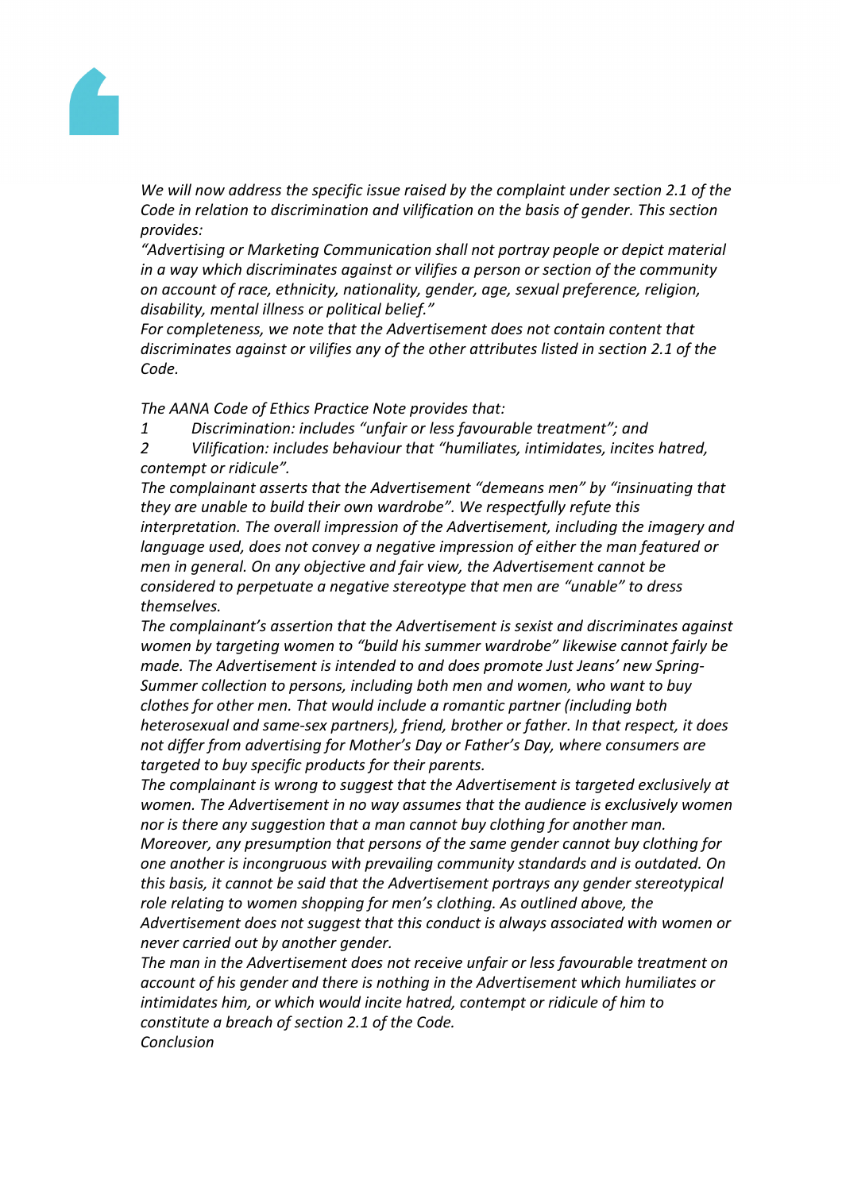*We will now address the specific issue raised by the complaint under section 2.1 of the Code in relation to discrimination and vilification on the basis of gender. This section provides:*

*"Advertising or Marketing Communication shall not portray people or depict material in a way which discriminates against or vilifies a person or section of the community on account of race, ethnicity, nationality, gender, age, sexual preference, religion, disability, mental illness or political belief."*

*For completeness, we note that the Advertisement does not contain content that discriminates against or vilifies any of the other attributes listed in section 2.1 of the Code.*

*The AANA Code of Ethics Practice Note provides that:*

*1 Discrimination: includes "unfair or less favourable treatment"; and*

*2 Vilification: includes behaviour that "humiliates, intimidates, incites hatred, contempt or ridicule".*

*The complainant asserts that the Advertisement "demeans men" by "insinuating that they are unable to build their own wardrobe". We respectfully refute this interpretation. The overall impression of the Advertisement, including the imagery and language used, does not convey a negative impression of either the man featured or men in general. On any objective and fair view, the Advertisement cannot be considered to perpetuate a negative stereotype that men are "unable" to dress themselves.*

*The complainant's assertion that the Advertisement is sexist and discriminates against women by targeting women to "build his summer wardrobe" likewise cannot fairly be made. The Advertisement is intended to and does promote Just Jeans' new Spring-Summer collection to persons, including both men and women, who want to buy clothes for other men. That would include a romantic partner (including both heterosexual and same-sex partners), friend, brother or father. In that respect, it does not differ from advertising for Mother's Day or Father's Day, where consumers are targeted to buy specific products for their parents.*

*The complainant is wrong to suggest that the Advertisement is targeted exclusively at women. The Advertisement in no way assumes that the audience is exclusively women nor is there any suggestion that a man cannot buy clothing for another man. Moreover, any presumption that persons of the same gender cannot buy clothing for one another is incongruous with prevailing community standards and is outdated. On this basis, it cannot be said that the Advertisement portrays any gender stereotypical role relating to women shopping for men's clothing. As outlined above, the Advertisement does not suggest that this conduct is always associated with women or never carried out by another gender.*

*The man in the Advertisement does not receive unfair or less favourable treatment on account of his gender and there is nothing in the Advertisement which humiliates or intimidates him, or which would incite hatred, contempt or ridicule of him to constitute a breach of section 2.1 of the Code.*

*Conclusion*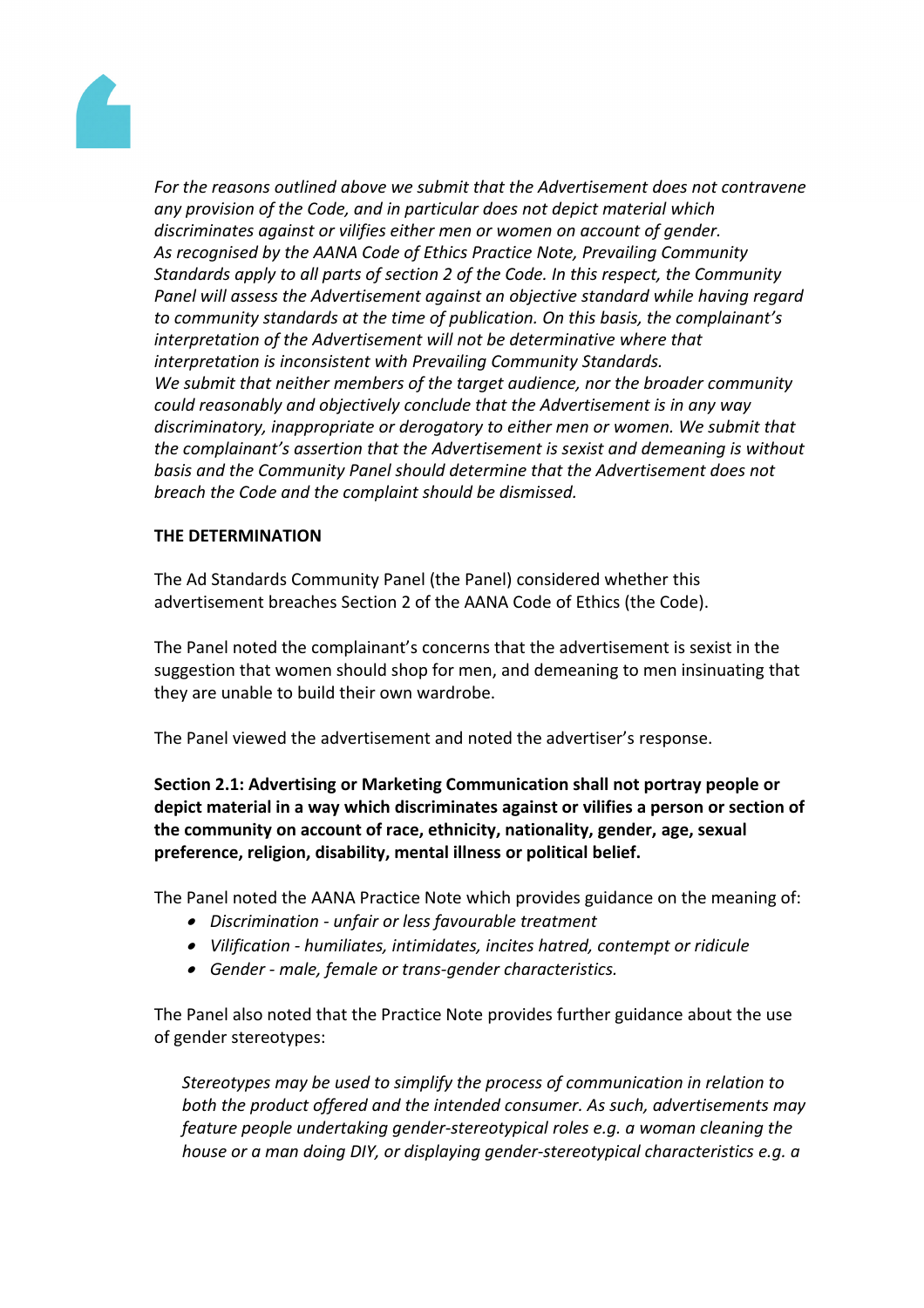*For the reasons outlined above we submit that the Advertisement does not contravene any provision of the Code, and in particular does not depict material which discriminates against or vilifies either men or women on account of gender.*
*As recognised by the AANA Code of Ethics Practice Note, Prevailing Community Standards apply to all parts of section 2 of the Code. In this respect, the Community Panel will assess the Advertisement against an objective standard while having regard to community standards at the time of publication. On this basis, the complainant's interpretation of the Advertisement will not be determinative where that interpretation is inconsistent with Prevailing Community Standards.*
*We submit that neither members of the target audience, nor the broader community could reasonably and objectively conclude that the Advertisement is in any way discriminatory, inappropriate or derogatory to either men or women. We submit that the complainant's assertion that the Advertisement is sexist and demeaning is without basis and the Community Panel should determine that the Advertisement does not breach the Code and the complaint should be dismissed.*

**THE DETERMINATION**

The Ad Standards Community Panel (the Panel) considered whether this advertisement breaches Section 2 of the AANA Code of Ethics (the Code).

The Panel noted the complainant's concerns that the advertisement is sexist in the suggestion that women should shop for men, and demeaning to men insinuating that they are unable to build their own wardrobe.

The Panel viewed the advertisement and noted the advertiser's response.

**Section 2.1: Advertising or Marketing Communication shall not portray people or depict material in a way which discriminates against or vilifies a person or section of the community on account of race, ethnicity, nationality, gender, age, sexual preference, religion, disability, mental illness or political belief.**

The Panel noted the AANA Practice Note which provides guidance on the meaning of:

- *Discrimination - unfair or less favourable treatment*
- *Vilification - humiliates, intimidates, incites hatred, contempt or ridicule*
- *Gender - male, female or trans-gender characteristics.*

The Panel also noted that the Practice Note provides further guidance about the use of gender stereotypes:

> *Stereotypes may be used to simplify the process of communication in relation to both the product offered and the intended consumer. As such, advertisements may feature people undertaking gender-stereotypical roles e.g. a woman cleaning the house or a man doing DIY, or displaying gender-stereotypical characteristics e.g. a*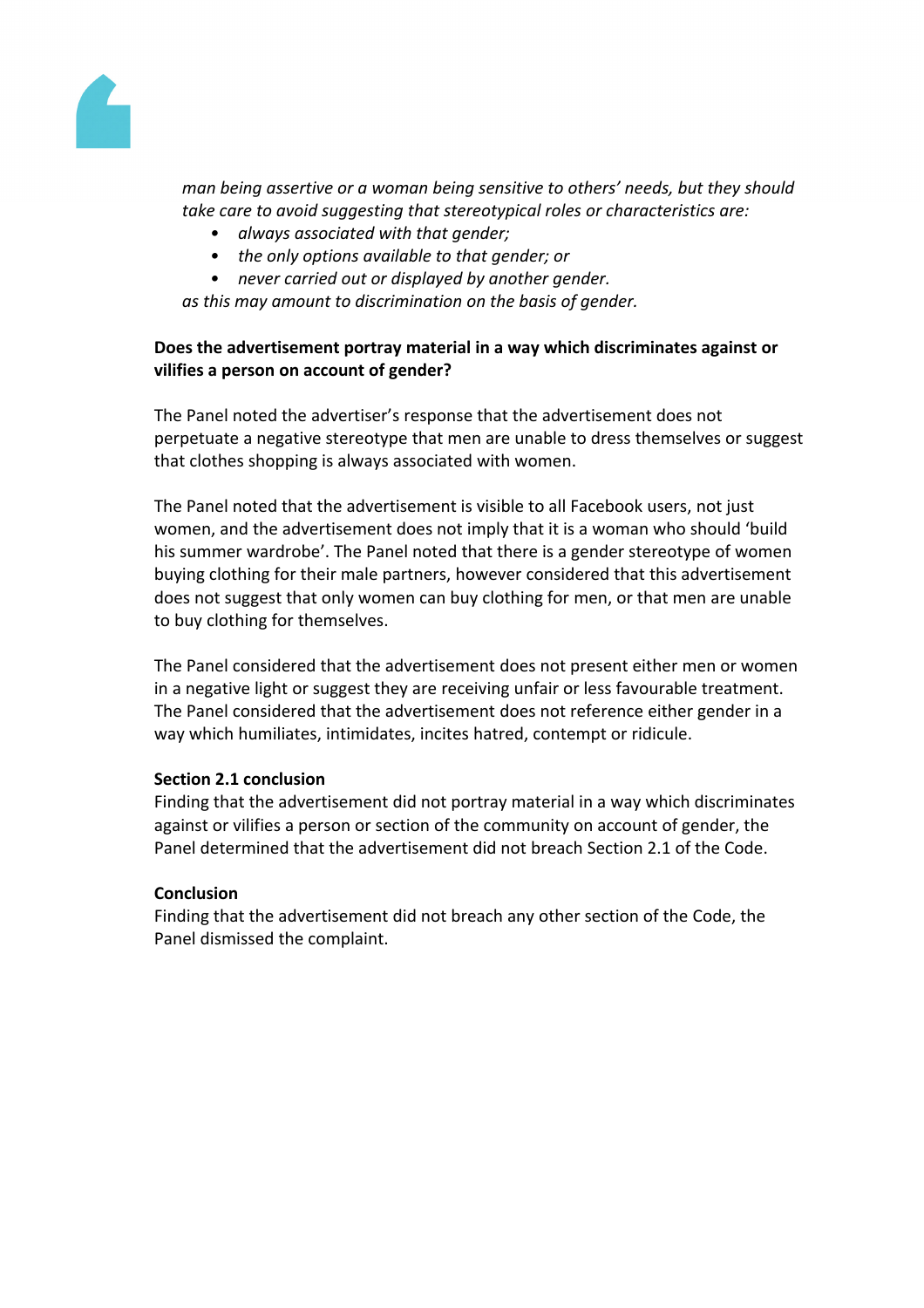*man being assertive or a woman being sensitive to others' needs, but they should take care to avoid suggesting that stereotypical roles or characteristics are:*

- *always associated with that gender;*
- *the only options available to that gender; or*
- *never carried out or displayed by another gender.*

*as this may amount to discrimination on the basis of gender.*

**Does the advertisement portray material in a way which discriminates against or vilifies a person on account of gender?**

The Panel noted the advertiser's response that the advertisement does not perpetuate a negative stereotype that men are unable to dress themselves or suggest that clothes shopping is always associated with women.

The Panel noted that the advertisement is visible to all Facebook users, not just women, and the advertisement does not imply that it is a woman who should 'build his summer wardrobe'. The Panel noted that there is a gender stereotype of women buying clothing for their male partners, however considered that this advertisement does not suggest that only women can buy clothing for men, or that men are unable to buy clothing for themselves.

The Panel considered that the advertisement does not present either men or women in a negative light or suggest they are receiving unfair or less favourable treatment. The Panel considered that the advertisement does not reference either gender in a way which humiliates, intimidates, incites hatred, contempt or ridicule.

**Section 2.1 conclusion**

Finding that the advertisement did not portray material in a way which discriminates against or vilifies a person or section of the community on account of gender, the Panel determined that the advertisement did not breach Section 2.1 of the Code.

**Conclusion**

Finding that the advertisement did not breach any other section of the Code, the Panel dismissed the complaint.